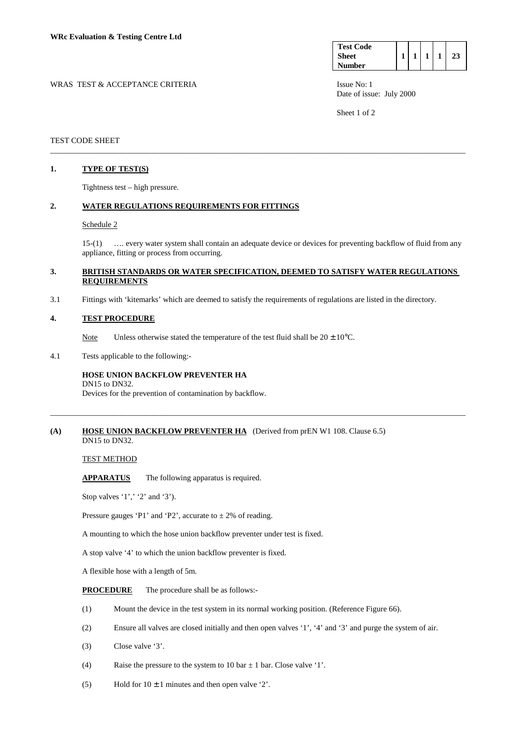WRc Evaluation & Testing Centre Ltd

| Test Code Sheet Number | 1 | 1 | 1 | 1 | 23 |
|---|---|---|---|---|---|

WRAS TEST & ACCEPTANCE CRITERIA

Issue No: 1
Date of issue: July 2000

TEST CODE SHEET

## 1. TYPE OF TEST(S)

Tightness test – high pressure.

## 2. WATER REGULATIONS REQUIREMENTS FOR FITTINGS

Schedule 2

15-(1) …. every water system shall contain an adequate device or devices for preventing backflow of fluid from any appliance, fitting or process from occurring.

## 3. BRITISH STANDARDS OR WATER SPECIFICATION, DEEMED TO SATISFY WATER REGULATIONS REQUIREMENTS

3.1 Fittings with 'kitemarks' which are deemed to satisfy the requirements of regulations are listed in the directory.

## 4. TEST PROCEDURE

Note Unless otherwise stated the temperature of the test fluid shall be $20 \pm 10°C$.

4.1 Tests applicable to the following:-

**HOSE UNION BACKFLOW PREVENTER HA**
DN15 to DN32.
Devices for the prevention of contamination by backflow.

---

**(A) HOSE UNION BACKFLOW PREVENTER HA** (Derived from prEN W1 108. Clause 6.5)
DN15 to DN32.

TEST METHOD

**APPARATUS** The following apparatus is required.

Stop valves '1',' '2' and '3').

Pressure gauges 'P1' and 'P2', accurate to ± 2% of reading.

A mounting to which the hose union backflow preventer under test is fixed.

A stop valve '4' to which the union backflow preventer is fixed.

A flexible hose with a length of 5m.

**PROCEDURE** The procedure shall be as follows:-

(1) Mount the device in the test system in its normal working position. (Reference Figure 66).

(2) Ensure all valves are closed initially and then open valves '1', '4' and '3' and purge the system of air.

(3) Close valve '3'.

(4) Raise the pressure to the system to 10 bar ± 1 bar. Close valve '1'.

(5) Hold for 10 ± 1 minutes and then open valve '2'.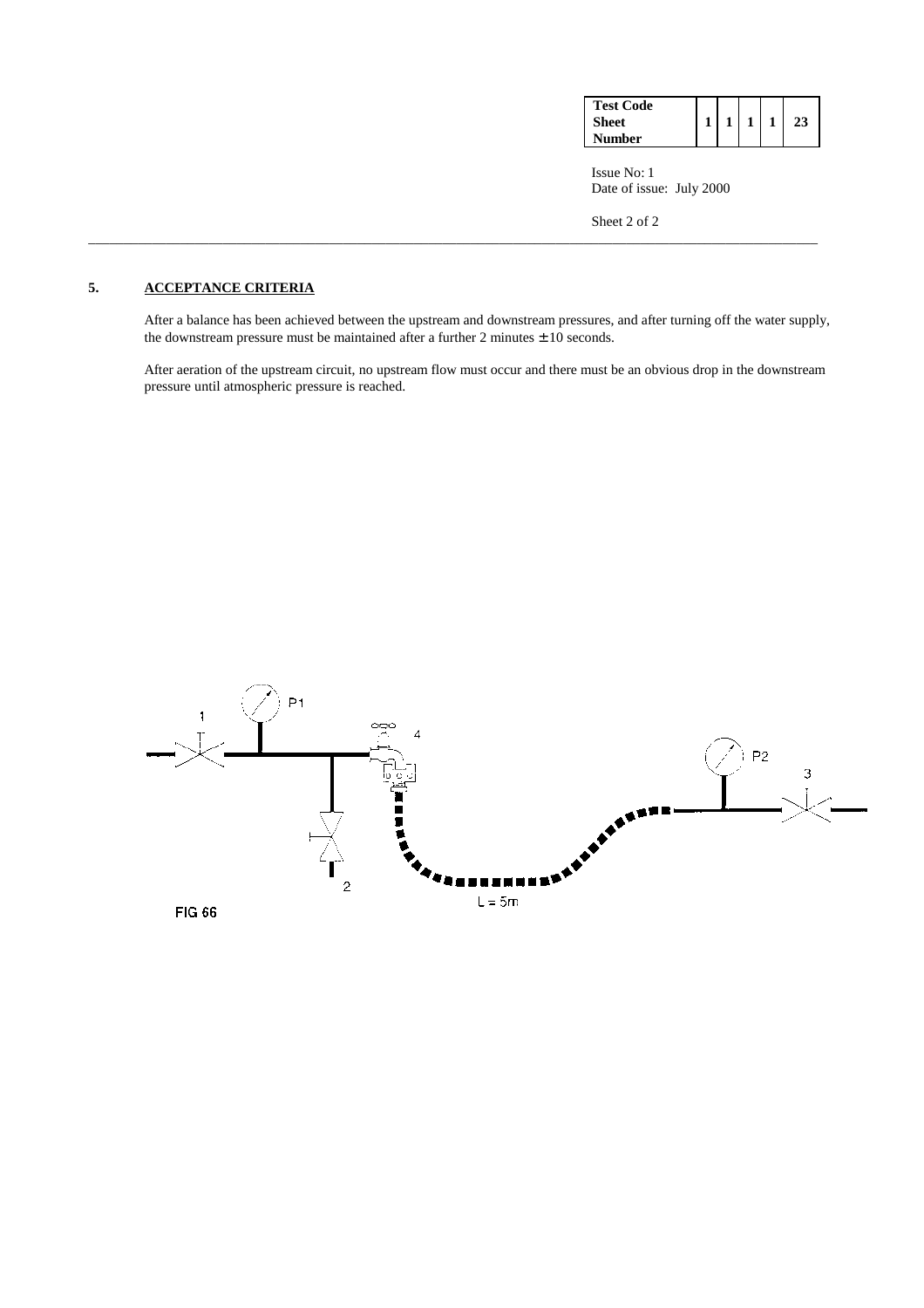| | | | | | |
|---|---|---|---|---|---|
| **Test Code Sheet Number** | **1** | **1** | **1** | **1** | **23** |

Issue No: 1
Date of issue: July 2000

## 5. ACCEPTANCE CRITERIA

After a balance has been achieved between the upstream and downstream pressures, and after turning off the water supply, the downstream pressure must be maintained after a further 2 minutes ± 10 seconds.

After aeration of the upstream circuit, no upstream flow must occur and there must be an obvious drop in the downstream pressure until atmospheric pressure is reached.

P1

1

4

2

P2

3

L = 5m

FIG 66